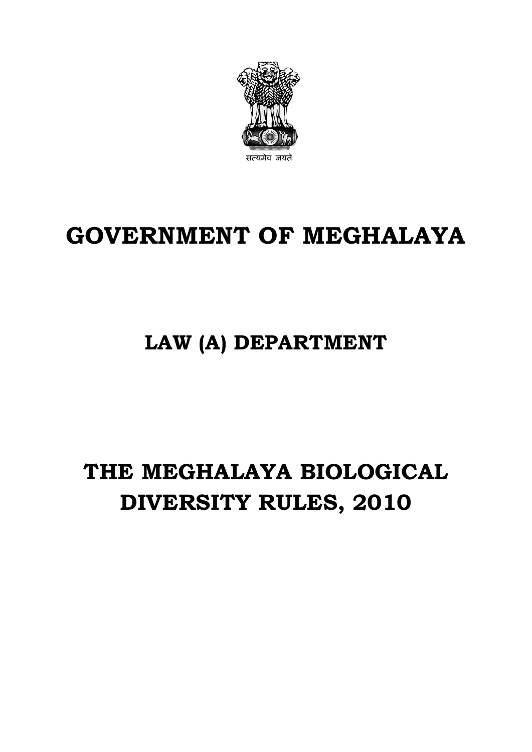सत्यमेव जयते

# GOVERNMENT OF MEGHALAYA

## LAW (A) DEPARTMENT

# THE MEGHALAYA BIOLOGICAL DIVERSITY RULES, 2010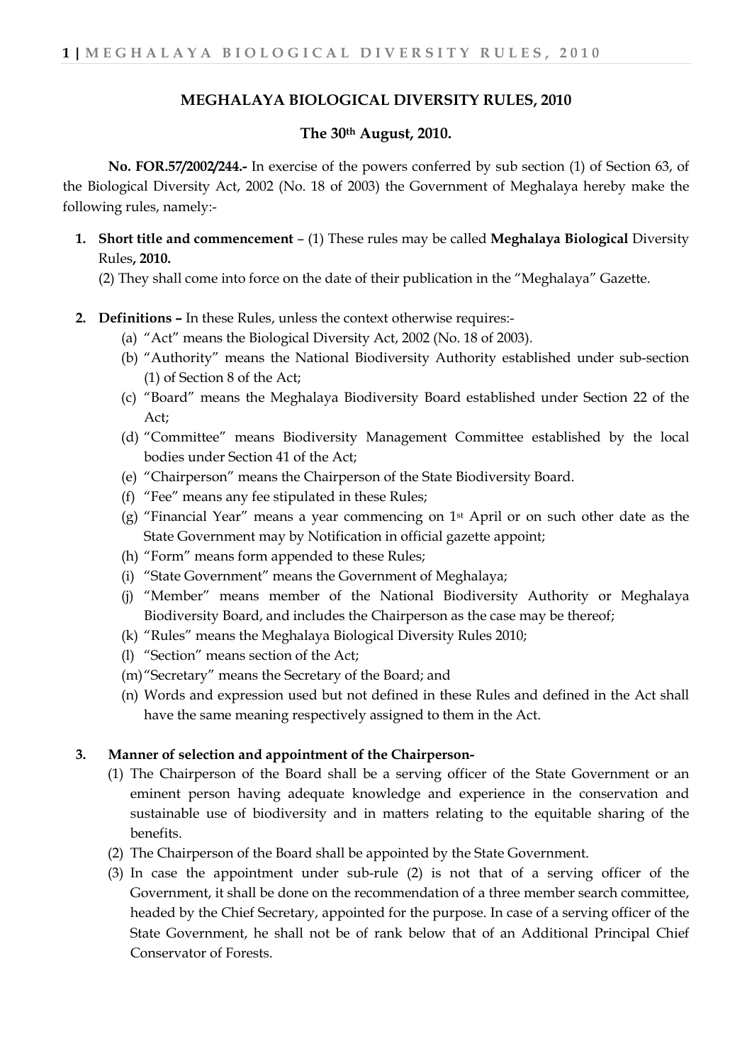# MEGHALAYA BIOLOGICAL DIVERSITY RULES, 2010

**The 30th August, 2010.**

**No. FOR.57/2002/244.-** In exercise of the powers conferred by sub section (1) of Section 63, of the Biological Diversity Act, 2002 (No. 18 of 2003) the Government of Meghalaya hereby make the following rules, namely:-

1. **Short title and commencement** – (1) These rules may be called **Meghalaya Biological** Diversity Rules**, 2010.**

   (2) They shall come into force on the date of their publication in the "Meghalaya" Gazette.

2. **Definitions –** In these Rules, unless the context otherwise requires:-
   (a) "Act" means the Biological Diversity Act, 2002 (No. 18 of 2003).
   (b) "Authority" means the National Biodiversity Authority established under sub-section (1) of Section 8 of the Act;
   (c) "Board" means the Meghalaya Biodiversity Board established under Section 22 of the Act;
   (d) "Committee" means Biodiversity Management Committee established by the local bodies under Section 41 of the Act;
   (e) "Chairperson" means the Chairperson of the State Biodiversity Board.
   (f) "Fee" means any fee stipulated in these Rules;
   (g) "Financial Year" means a year commencing on 1st April or on such other date as the State Government may by Notification in official gazette appoint;
   (h) "Form" means form appended to these Rules;
   (i) "State Government" means the Government of Meghalaya;
   (j) "Member" means member of the National Biodiversity Authority or Meghalaya Biodiversity Board, and includes the Chairperson as the case may be thereof;
   (k) "Rules" means the Meghalaya Biological Diversity Rules 2010;
   (l) "Section" means section of the Act;
   (m) "Secretary" means the Secretary of the Board; and
   (n) Words and expression used but not defined in these Rules and defined in the Act shall have the same meaning respectively assigned to them in the Act.

3. **Manner of selection and appointment of the Chairperson-**
   (1) The Chairperson of the Board shall be a serving officer of the State Government or an eminent person having adequate knowledge and experience in the conservation and sustainable use of biodiversity and in matters relating to the equitable sharing of the benefits.
   (2) The Chairperson of the Board shall be appointed by the State Government.
   (3) In case the appointment under sub-rule (2) is not that of a serving officer of the Government, it shall be done on the recommendation of a three member search committee, headed by the Chief Secretary, appointed for the purpose. In case of a serving officer of the State Government, he shall not be of rank below that of an Additional Principal Chief Conservator of Forests.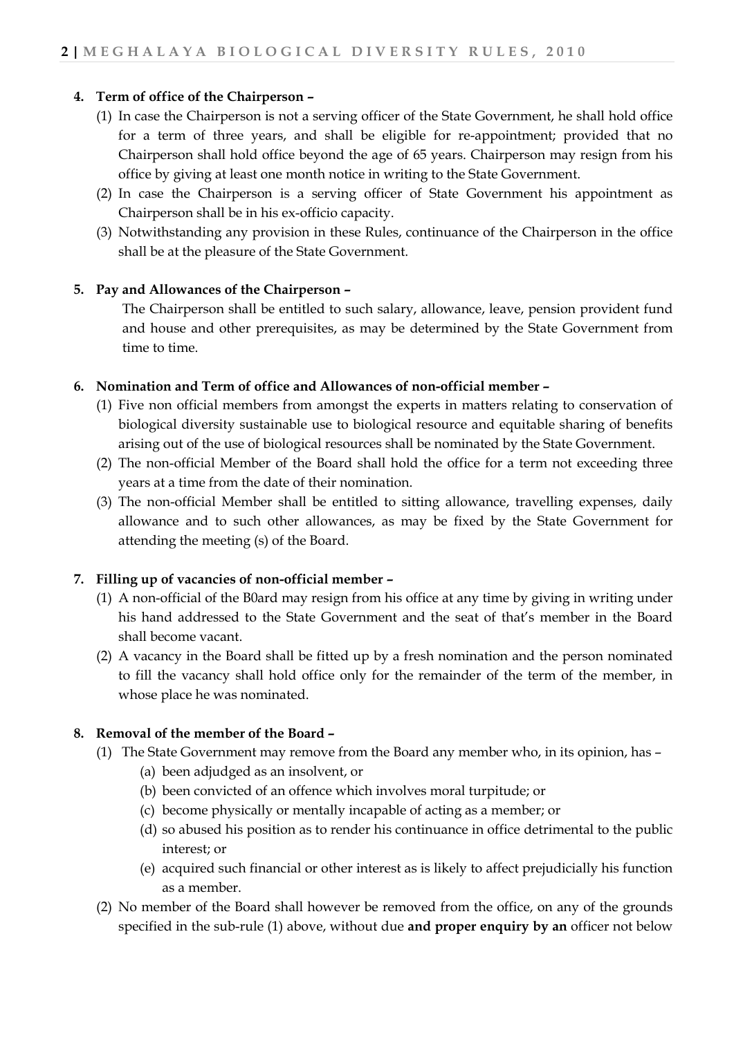**4. Term of office of the Chairperson –**

(1) In case the Chairperson is not a serving officer of the State Government, he shall hold office for a term of three years, and shall be eligible for re-appointment; provided that no Chairperson shall hold office beyond the age of 65 years. Chairperson may resign from his office by giving at least one month notice in writing to the State Government.

(2) In case the Chairperson is a serving officer of State Government his appointment as Chairperson shall be in his ex-officio capacity.

(3) Notwithstanding any provision in these Rules, continuance of the Chairperson in the office shall be at the pleasure of the State Government.

**5. Pay and Allowances of the Chairperson –**

The Chairperson shall be entitled to such salary, allowance, leave, pension provident fund and house and other prerequisites, as may be determined by the State Government from time to time.

**6. Nomination and Term of office and Allowances of non-official member –**

(1) Five non official members from amongst the experts in matters relating to conservation of biological diversity sustainable use to biological resource and equitable sharing of benefits arising out of the use of biological resources shall be nominated by the State Government.

(2) The non-official Member of the Board shall hold the office for a term not exceeding three years at a time from the date of their nomination.

(3) The non-official Member shall be entitled to sitting allowance, travelling expenses, daily allowance and to such other allowances, as may be fixed by the State Government for attending the meeting (s) of the Board.

**7. Filling up of vacancies of non-official member –**

(1) A non-official of the B0ard may resign from his office at any time by giving in writing under his hand addressed to the State Government and the seat of that's member in the Board shall become vacant.

(2) A vacancy in the Board shall be fitted up by a fresh nomination and the person nominated to fill the vacancy shall hold office only for the remainder of the term of the member, in whose place he was nominated.

**8. Removal of the member of the Board –**

(1) The State Government may remove from the Board any member who, in its opinion, has –

(a) been adjudged as an insolvent, or

(b) been convicted of an offence which involves moral turpitude; or

(c) become physically or mentally incapable of acting as a member; or

(d) so abused his position as to render his continuance in office detrimental to the public interest; or

(e) acquired such financial or other interest as is likely to affect prejudicially his function as a member.

(2) No member of the Board shall however be removed from the office, on any of the grounds specified in the sub-rule (1) above, without due **and proper enquiry by an** officer not below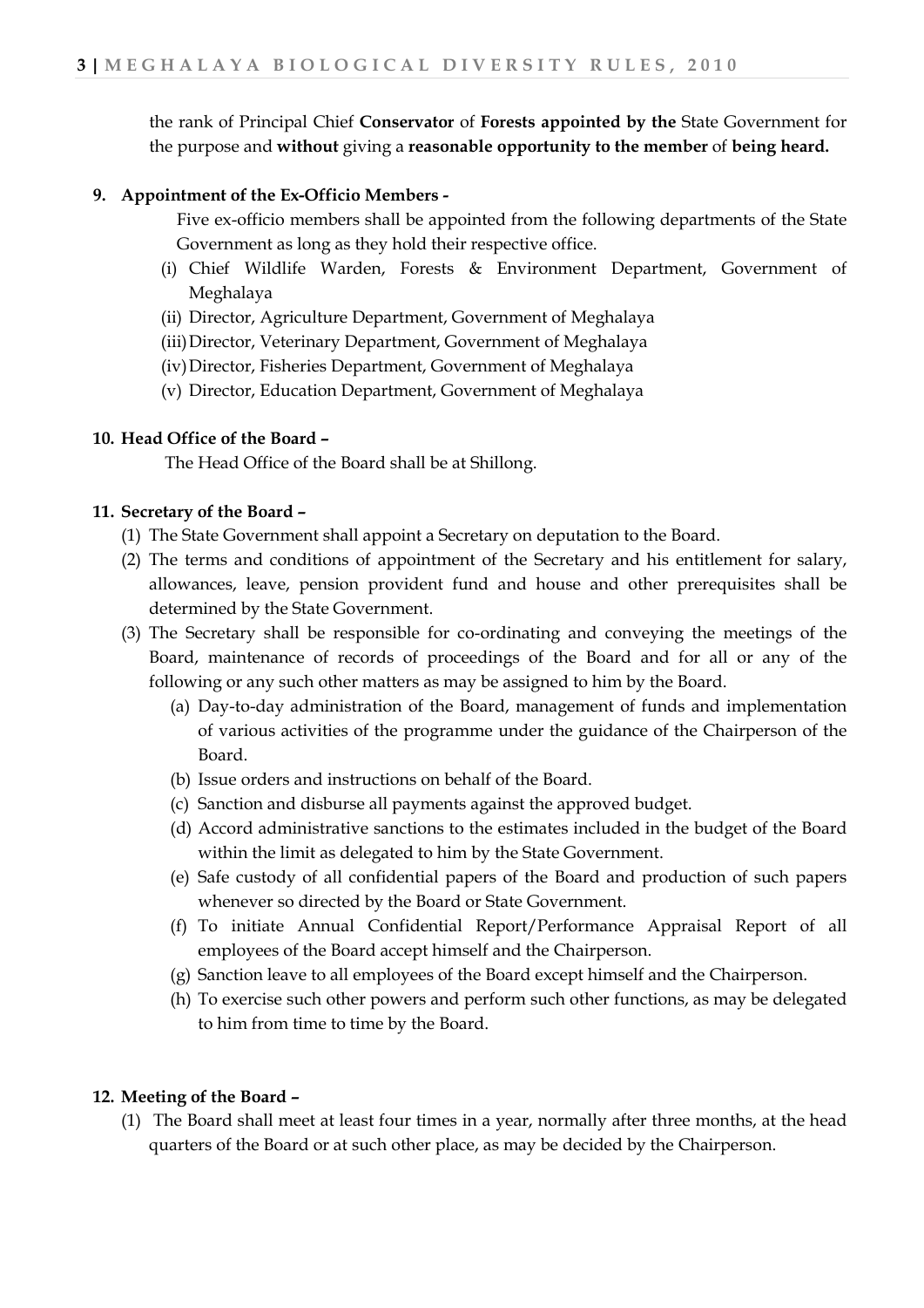the rank of Principal Chief **Conservator** of **Forests appointed by the** State Government for the purpose and **without** giving a **reasonable opportunity to the member** of **being heard.**

**9. Appointment of the Ex-Officio Members -**

Five ex-officio members shall be appointed from the following departments of the State Government as long as they hold their respective office.

(i) Chief Wildlife Warden, Forests & Environment Department, Government of Meghalaya
(ii) Director, Agriculture Department, Government of Meghalaya
(iii) Director, Veterinary Department, Government of Meghalaya
(iv) Director, Fisheries Department, Government of Meghalaya
(v) Director, Education Department, Government of Meghalaya

**10. Head Office of the Board –**

The Head Office of the Board shall be at Shillong.

**11. Secretary of the Board –**

(1) The State Government shall appoint a Secretary on deputation to the Board.

(2) The terms and conditions of appointment of the Secretary and his entitlement for salary, allowances, leave, pension provident fund and house and other prerequisites shall be determined by the State Government.

(3) The Secretary shall be responsible for co-ordinating and conveying the meetings of the Board, maintenance of records of proceedings of the Board and for all or any of the following or any such other matters as may be assigned to him by the Board.

(a) Day-to-day administration of the Board, management of funds and implementation of various activities of the programme under the guidance of the Chairperson of the Board.
(b) Issue orders and instructions on behalf of the Board.
(c) Sanction and disburse all payments against the approved budget.
(d) Accord administrative sanctions to the estimates included in the budget of the Board within the limit as delegated to him by the State Government.
(e) Safe custody of all confidential papers of the Board and production of such papers whenever so directed by the Board or State Government.
(f) To initiate Annual Confidential Report/Performance Appraisal Report of all employees of the Board accept himself and the Chairperson.
(g) Sanction leave to all employees of the Board except himself and the Chairperson.
(h) To exercise such other powers and perform such other functions, as may be delegated to him from time to time by the Board.

**12. Meeting of the Board –**

(1) The Board shall meet at least four times in a year, normally after three months, at the head quarters of the Board or at such other place, as may be decided by the Chairperson.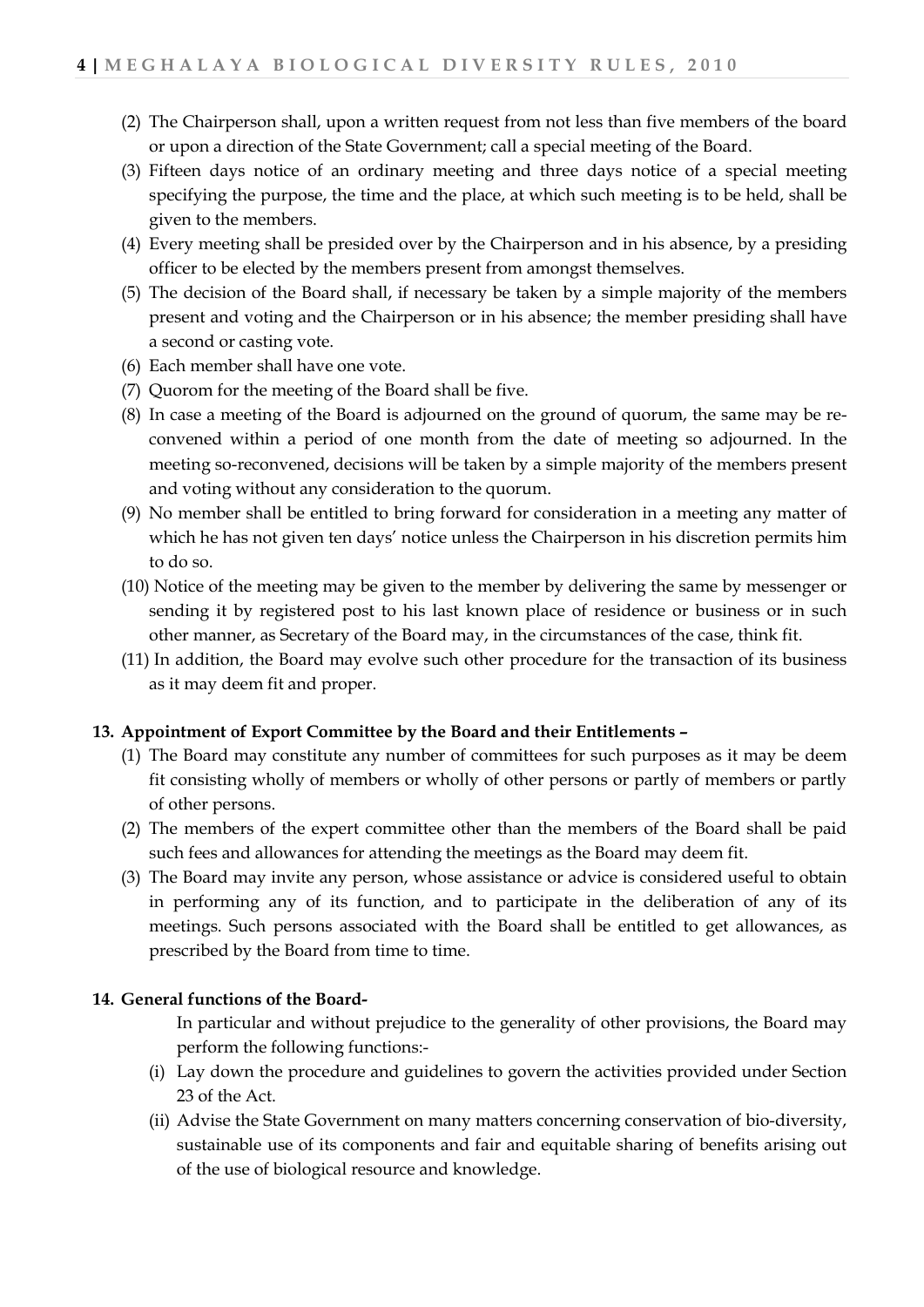(2) The Chairperson shall, upon a written request from not less than five members of the board or upon a direction of the State Government; call a special meeting of the Board.

(3) Fifteen days notice of an ordinary meeting and three days notice of a special meeting specifying the purpose, the time and the place, at which such meeting is to be held, shall be given to the members.

(4) Every meeting shall be presided over by the Chairperson and in his absence, by a presiding officer to be elected by the members present from amongst themselves.

(5) The decision of the Board shall, if necessary be taken by a simple majority of the members present and voting and the Chairperson or in his absence; the member presiding shall have a second or casting vote.

(6) Each member shall have one vote.

(7) Quorom for the meeting of the Board shall be five.

(8) In case a meeting of the Board is adjourned on the ground of quorum, the same may be re-convened within a period of one month from the date of meeting so adjourned. In the meeting so-reconvened, decisions will be taken by a simple majority of the members present and voting without any consideration to the quorum.

(9) No member shall be entitled to bring forward for consideration in a meeting any matter of which he has not given ten days' notice unless the Chairperson in his discretion permits him to do so.

(10) Notice of the meeting may be given to the member by delivering the same by messenger or sending it by registered post to his last known place of residence or business or in such other manner, as Secretary of the Board may, in the circumstances of the case, think fit.

(11) In addition, the Board may evolve such other procedure for the transaction of its business as it may deem fit and proper.

**13. Appointment of Export Committee by the Board and their Entitlements –**

(1) The Board may constitute any number of committees for such purposes as it may be deem fit consisting wholly of members or wholly of other persons or partly of members or partly of other persons.

(2) The members of the expert committee other than the members of the Board shall be paid such fees and allowances for attending the meetings as the Board may deem fit.

(3) The Board may invite any person, whose assistance or advice is considered useful to obtain in performing any of its function, and to participate in the deliberation of any of its meetings. Such persons associated with the Board shall be entitled to get allowances, as prescribed by the Board from time to time.

**14. General functions of the Board-**

In particular and without prejudice to the generality of other provisions, the Board may perform the following functions:-

(i) Lay down the procedure and guidelines to govern the activities provided under Section 23 of the Act.

(ii) Advise the State Government on many matters concerning conservation of bio-diversity, sustainable use of its components and fair and equitable sharing of benefits arising out of the use of biological resource and knowledge.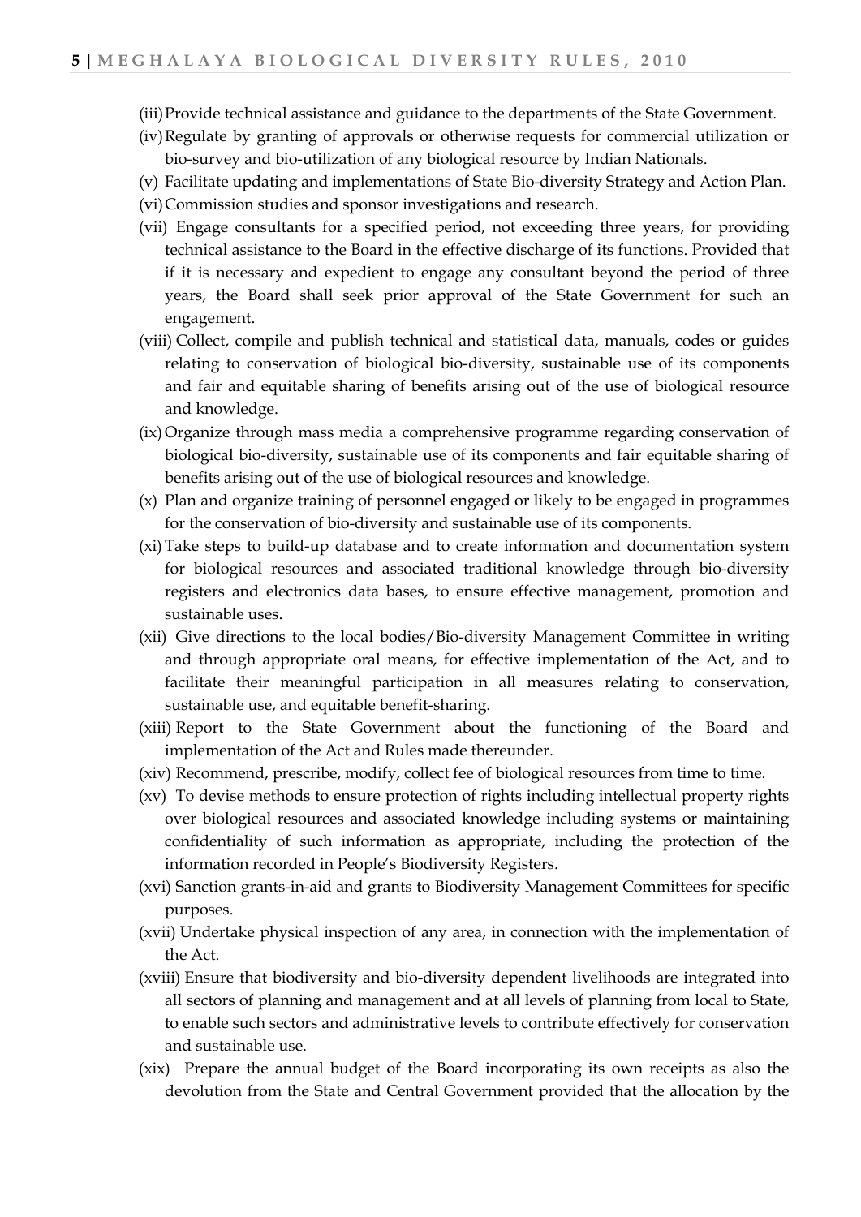(iii) Provide technical assistance and guidance to the departments of the State Government.

(iv) Regulate by granting of approvals or otherwise requests for commercial utilization or bio-survey and bio-utilization of any biological resource by Indian Nationals.

(v) Facilitate updating and implementations of State Bio-diversity Strategy and Action Plan.

(vi) Commission studies and sponsor investigations and research.

(vii) Engage consultants for a specified period, not exceeding three years, for providing technical assistance to the Board in the effective discharge of its functions. Provided that if it is necessary and expedient to engage any consultant beyond the period of three years, the Board shall seek prior approval of the State Government for such an engagement.

(viii) Collect, compile and publish technical and statistical data, manuals, codes or guides relating to conservation of biological bio-diversity, sustainable use of its components and fair and equitable sharing of benefits arising out of the use of biological resource and knowledge.

(ix) Organize through mass media a comprehensive programme regarding conservation of biological bio-diversity, sustainable use of its components and fair equitable sharing of benefits arising out of the use of biological resources and knowledge.

(x) Plan and organize training of personnel engaged or likely to be engaged in programmes for the conservation of bio-diversity and sustainable use of its components.

(xi) Take steps to build-up database and to create information and documentation system for biological resources and associated traditional knowledge through bio-diversity registers and electronics data bases, to ensure effective management, promotion and sustainable uses.

(xii) Give directions to the local bodies/Bio-diversity Management Committee in writing and through appropriate oral means, for effective implementation of the Act, and to facilitate their meaningful participation in all measures relating to conservation, sustainable use, and equitable benefit-sharing.

(xiii) Report to the State Government about the functioning of the Board and implementation of the Act and Rules made thereunder.

(xiv) Recommend, prescribe, modify, collect fee of biological resources from time to time.

(xv) To devise methods to ensure protection of rights including intellectual property rights over biological resources and associated knowledge including systems or maintaining confidentiality of such information as appropriate, including the protection of the information recorded in People's Biodiversity Registers.

(xvi) Sanction grants-in-aid and grants to Biodiversity Management Committees for specific purposes.

(xvii) Undertake physical inspection of any area, in connection with the implementation of the Act.

(xviii) Ensure that biodiversity and bio-diversity dependent livelihoods are integrated into all sectors of planning and management and at all levels of planning from local to State, to enable such sectors and administrative levels to contribute effectively for conservation and sustainable use.

(xix) Prepare the annual budget of the Board incorporating its own receipts as also the devolution from the State and Central Government provided that the allocation by the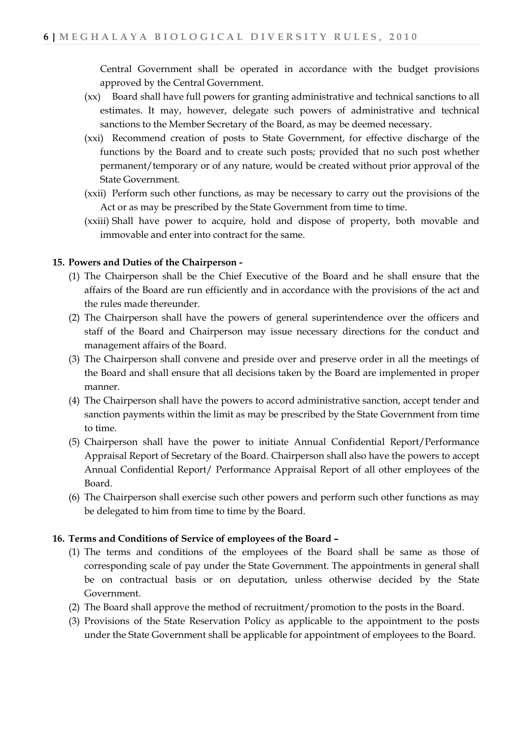Central Government shall be operated in accordance with the budget provisions approved by the Central Government.

(xx) Board shall have full powers for granting administrative and technical sanctions to all estimates. It may, however, delegate such powers of administrative and technical sanctions to the Member Secretary of the Board, as may be deemed necessary.

(xxi) Recommend creation of posts to State Government, for effective discharge of the functions by the Board and to create such posts; provided that no such post whether permanent/temporary or of any nature, would be created without prior approval of the State Government.

(xxii) Perform such other functions, as may be necessary to carry out the provisions of the Act or as may be prescribed by the State Government from time to time.

(xxiii) Shall have power to acquire, hold and dispose of property, both movable and immovable and enter into contract for the same.

**15. Powers and Duties of the Chairperson -**

(1) The Chairperson shall be the Chief Executive of the Board and he shall ensure that the affairs of the Board are run efficiently and in accordance with the provisions of the act and the rules made thereunder.

(2) The Chairperson shall have the powers of general superintendence over the officers and staff of the Board and Chairperson may issue necessary directions for the conduct and management affairs of the Board.

(3) The Chairperson shall convene and preside over and preserve order in all the meetings of the Board and shall ensure that all decisions taken by the Board are implemented in proper manner.

(4) The Chairperson shall have the powers to accord administrative sanction, accept tender and sanction payments within the limit as may be prescribed by the State Government from time to time.

(5) Chairperson shall have the power to initiate Annual Confidential Report/Performance Appraisal Report of Secretary of the Board. Chairperson shall also have the powers to accept Annual Confidential Report/ Performance Appraisal Report of all other employees of the Board.

(6) The Chairperson shall exercise such other powers and perform such other functions as may be delegated to him from time to time by the Board.

**16. Terms and Conditions of Service of employees of the Board –**

(1) The terms and conditions of the employees of the Board shall be same as those of corresponding scale of pay under the State Government. The appointments in general shall be on contractual basis or on deputation, unless otherwise decided by the State Government.

(2) The Board shall approve the method of recruitment/promotion to the posts in the Board.

(3) Provisions of the State Reservation Policy as applicable to the appointment to the posts under the State Government shall be applicable for appointment of employees to the Board.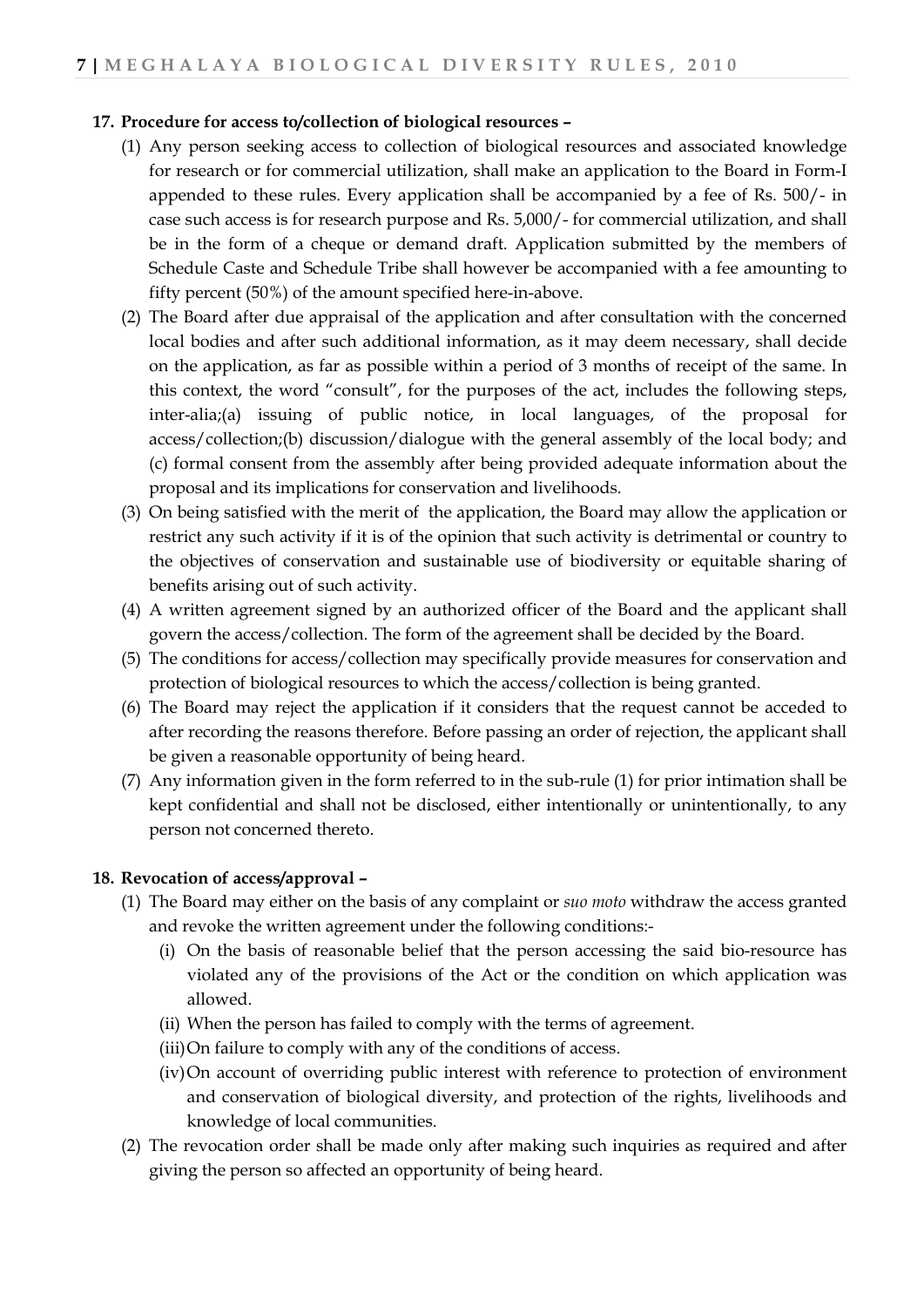**17. Procedure for access to/collection of biological resources –**

(1) Any person seeking access to collection of biological resources and associated knowledge for research or for commercial utilization, shall make an application to the Board in Form-I appended to these rules. Every application shall be accompanied by a fee of Rs. 500/- in case such access is for research purpose and Rs. 5,000/- for commercial utilization, and shall be in the form of a cheque or demand draft. Application submitted by the members of Schedule Caste and Schedule Tribe shall however be accompanied with a fee amounting to fifty percent (50%) of the amount specified here-in-above.

(2) The Board after due appraisal of the application and after consultation with the concerned local bodies and after such additional information, as it may deem necessary, shall decide on the application, as far as possible within a period of 3 months of receipt of the same. In this context, the word "consult", for the purposes of the act, includes the following steps, inter-alia;(a) issuing of public notice, in local languages, of the proposal for access/collection;(b) discussion/dialogue with the general assembly of the local body; and (c) formal consent from the assembly after being provided adequate information about the proposal and its implications for conservation and livelihoods.

(3) On being satisfied with the merit of the application, the Board may allow the application or restrict any such activity if it is of the opinion that such activity is detrimental or country to the objectives of conservation and sustainable use of biodiversity or equitable sharing of benefits arising out of such activity.

(4) A written agreement signed by an authorized officer of the Board and the applicant shall govern the access/collection. The form of the agreement shall be decided by the Board.

(5) The conditions for access/collection may specifically provide measures for conservation and protection of biological resources to which the access/collection is being granted.

(6) The Board may reject the application if it considers that the request cannot be acceded to after recording the reasons therefore. Before passing an order of rejection, the applicant shall be given a reasonable opportunity of being heard.

(7) Any information given in the form referred to in the sub-rule (1) for prior intimation shall be kept confidential and shall not be disclosed, either intentionally or unintentionally, to any person not concerned thereto.

**18. Revocation of access/approval –**

(1) The Board may either on the basis of any complaint or *suo moto* withdraw the access granted and revoke the written agreement under the following conditions:-

(i) On the basis of reasonable belief that the person accessing the said bio-resource has violated any of the provisions of the Act or the condition on which application was allowed.

(ii) When the person has failed to comply with the terms of agreement.

(iii) On failure to comply with any of the conditions of access.

(iv) On account of overriding public interest with reference to protection of environment and conservation of biological diversity, and protection of the rights, livelihoods and knowledge of local communities.

(2) The revocation order shall be made only after making such inquiries as required and after giving the person so affected an opportunity of being heard.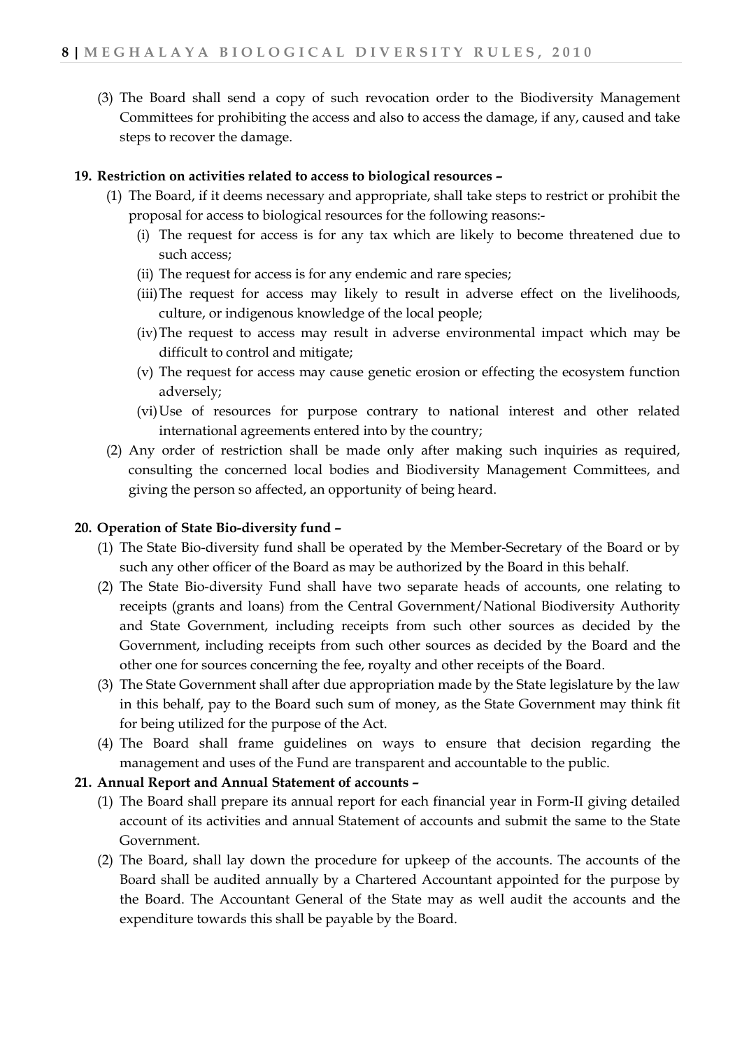(3) The Board shall send a copy of such revocation order to the Biodiversity Management Committees for prohibiting the access and also to access the damage, if any, caused and take steps to recover the damage.

**19. Restriction on activities related to access to biological resources –**

(1) The Board, if it deems necessary and appropriate, shall take steps to restrict or prohibit the proposal for access to biological resources for the following reasons:-

(i) The request for access is for any tax which are likely to become threatened due to such access;

(ii) The request for access is for any endemic and rare species;

(iii) The request for access may likely to result in adverse effect on the livelihoods, culture, or indigenous knowledge of the local people;

(iv) The request to access may result in adverse environmental impact which may be difficult to control and mitigate;

(v) The request for access may cause genetic erosion or effecting the ecosystem function adversely;

(vi) Use of resources for purpose contrary to national interest and other related international agreements entered into by the country;

(2) Any order of restriction shall be made only after making such inquiries as required, consulting the concerned local bodies and Biodiversity Management Committees, and giving the person so affected, an opportunity of being heard.

**20. Operation of State Bio-diversity fund –**

(1) The State Bio-diversity fund shall be operated by the Member-Secretary of the Board or by such any other officer of the Board as may be authorized by the Board in this behalf.

(2) The State Bio-diversity Fund shall have two separate heads of accounts, one relating to receipts (grants and loans) from the Central Government/National Biodiversity Authority and State Government, including receipts from such other sources as decided by the Government, including receipts from such other sources as decided by the Board and the other one for sources concerning the fee, royalty and other receipts of the Board.

(3) The State Government shall after due appropriation made by the State legislature by the law in this behalf, pay to the Board such sum of money, as the State Government may think fit for being utilized for the purpose of the Act.

(4) The Board shall frame guidelines on ways to ensure that decision regarding the management and uses of the Fund are transparent and accountable to the public.

**21. Annual Report and Annual Statement of accounts –**

(1) The Board shall prepare its annual report for each financial year in Form-II giving detailed account of its activities and annual Statement of accounts and submit the same to the State Government.

(2) The Board, shall lay down the procedure for upkeep of the accounts. The accounts of the Board shall be audited annually by a Chartered Accountant appointed for the purpose by the Board. The Accountant General of the State may as well audit the accounts and the expenditure towards this shall be payable by the Board.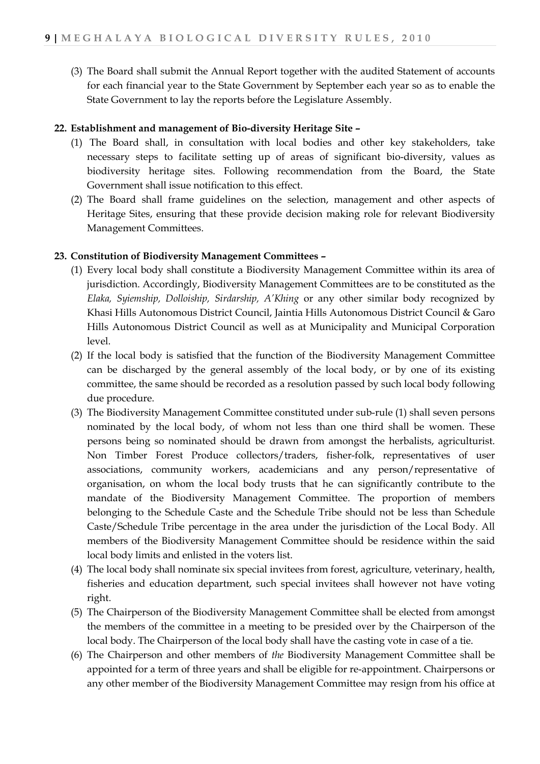(3) The Board shall submit the Annual Report together with the audited Statement of accounts for each financial year to the State Government by September each year so as to enable the State Government to lay the reports before the Legislature Assembly.

**22. Establishment and management of Bio-diversity Heritage Site –**

(1) The Board shall, in consultation with local bodies and other key stakeholders, take necessary steps to facilitate setting up of areas of significant bio-diversity, values as biodiversity heritage sites. Following recommendation from the Board, the State Government shall issue notification to this effect.

(2) The Board shall frame guidelines on the selection, management and other aspects of Heritage Sites, ensuring that these provide decision making role for relevant Biodiversity Management Committees.

**23. Constitution of Biodiversity Management Committees –**

(1) Every local body shall constitute a Biodiversity Management Committee within its area of jurisdiction. Accordingly, Biodiversity Management Committees are to be constituted as the *Elaka, Syiemship, Dolloiship, Sirdarship, A'Khing* or any other similar body recognized by Khasi Hills Autonomous District Council, Jaintia Hills Autonomous District Council & Garo Hills Autonomous District Council as well as at Municipality and Municipal Corporation level.

(2) If the local body is satisfied that the function of the Biodiversity Management Committee can be discharged by the general assembly of the local body, or by one of its existing committee, the same should be recorded as a resolution passed by such local body following due procedure.

(3) The Biodiversity Management Committee constituted under sub-rule (1) shall seven persons nominated by the local body, of whom not less than one third shall be women. These persons being so nominated should be drawn from amongst the herbalists, agriculturist. Non Timber Forest Produce collectors/traders, fisher-folk, representatives of user associations, community workers, academicians and any person/representative of organisation, on whom the local body trusts that he can significantly contribute to the mandate of the Biodiversity Management Committee. The proportion of members belonging to the Schedule Caste and the Schedule Tribe should not be less than Schedule Caste/Schedule Tribe percentage in the area under the jurisdiction of the Local Body. All members of the Biodiversity Management Committee should be residence within the said local body limits and enlisted in the voters list.

(4) The local body shall nominate six special invitees from forest, agriculture, veterinary, health, fisheries and education department, such special invitees shall however not have voting right.

(5) The Chairperson of the Biodiversity Management Committee shall be elected from amongst the members of the committee in a meeting to be presided over by the Chairperson of the local body. The Chairperson of the local body shall have the casting vote in case of a tie.

(6) The Chairperson and other members of *the* Biodiversity Management Committee shall be appointed for a term of three years and shall be eligible for re-appointment. Chairpersons or any other member of the Biodiversity Management Committee may resign from his office at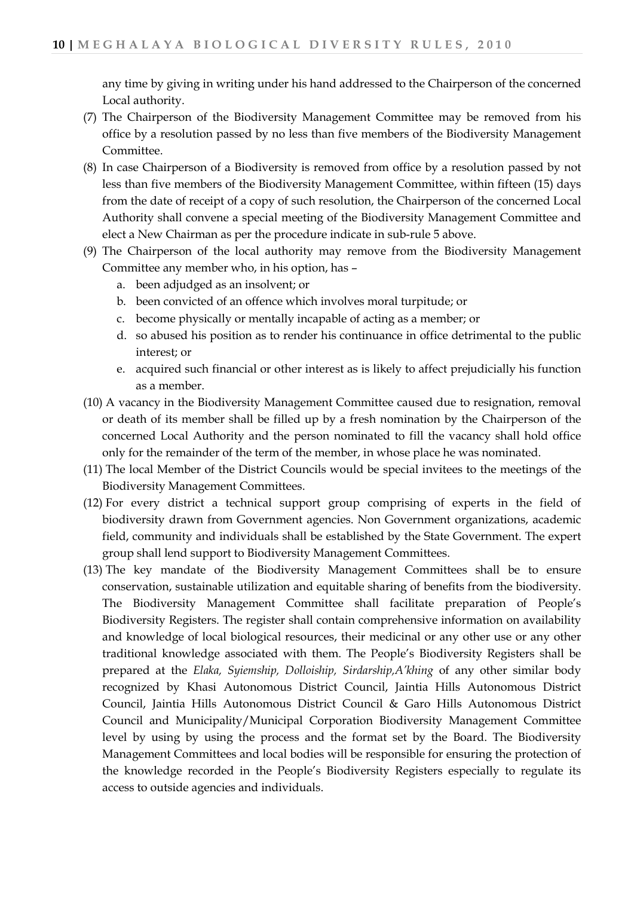any time by giving in writing under his hand addressed to the Chairperson of the concerned Local authority.

(7) The Chairperson of the Biodiversity Management Committee may be removed from his office by a resolution passed by no less than five members of the Biodiversity Management Committee.

(8) In case Chairperson of a Biodiversity is removed from office by a resolution passed by not less than five members of the Biodiversity Management Committee, within fifteen (15) days from the date of receipt of a copy of such resolution, the Chairperson of the concerned Local Authority shall convene a special meeting of the Biodiversity Management Committee and elect a New Chairman as per the procedure indicate in sub-rule 5 above.

(9) The Chairperson of the local authority may remove from the Biodiversity Management Committee any member who, in his option, has –

  a. been adjudged as an insolvent; or
  b. been convicted of an offence which involves moral turpitude; or
  c. become physically or mentally incapable of acting as a member; or
  d. so abused his position as to render his continuance in office detrimental to the public interest; or
  e. acquired such financial or other interest as is likely to affect prejudicially his function as a member.

(10) A vacancy in the Biodiversity Management Committee caused due to resignation, removal or death of its member shall be filled up by a fresh nomination by the Chairperson of the concerned Local Authority and the person nominated to fill the vacancy shall hold office only for the remainder of the term of the member, in whose place he was nominated.

(11) The local Member of the District Councils would be special invitees to the meetings of the Biodiversity Management Committees.

(12) For every district a technical support group comprising of experts in the field of biodiversity drawn from Government agencies. Non Government organizations, academic field, community and individuals shall be established by the State Government. The expert group shall lend support to Biodiversity Management Committees.

(13) The key mandate of the Biodiversity Management Committees shall be to ensure conservation, sustainable utilization and equitable sharing of benefits from the biodiversity. The Biodiversity Management Committee shall facilitate preparation of People's Biodiversity Registers. The register shall contain comprehensive information on availability and knowledge of local biological resources, their medicinal or any other use or any other traditional knowledge associated with them. The People's Biodiversity Registers shall be prepared at the *Elaka, Syiemship, Dolloiship, Sirdarship,A'khing* of any other similar body recognized by Khasi Autonomous District Council, Jaintia Hills Autonomous District Council, Jaintia Hills Autonomous District Council & Garo Hills Autonomous District Council and Municipality/Municipal Corporation Biodiversity Management Committee level by using by using the process and the format set by the Board. The Biodiversity Management Committees and local bodies will be responsible for ensuring the protection of the knowledge recorded in the People's Biodiversity Registers especially to regulate its access to outside agencies and individuals.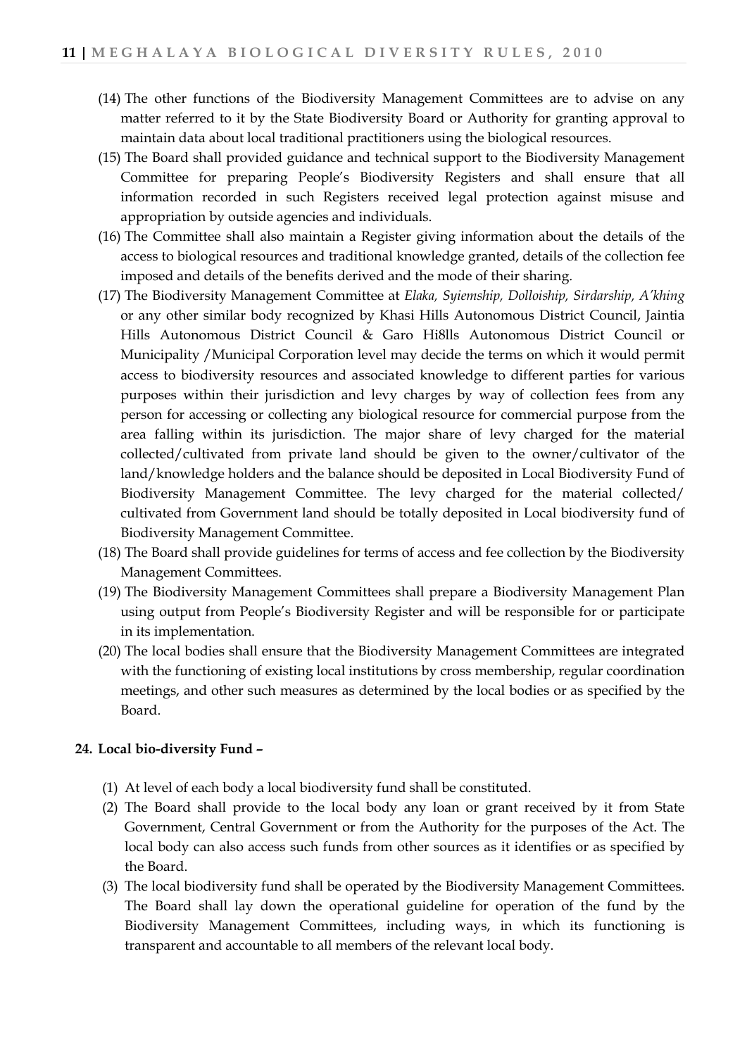(14) The other functions of the Biodiversity Management Committees are to advise on any matter referred to it by the State Biodiversity Board or Authority for granting approval to maintain data about local traditional practitioners using the biological resources.

(15) The Board shall provided guidance and technical support to the Biodiversity Management Committee for preparing People's Biodiversity Registers and shall ensure that all information recorded in such Registers received legal protection against misuse and appropriation by outside agencies and individuals.

(16) The Committee shall also maintain a Register giving information about the details of the access to biological resources and traditional knowledge granted, details of the collection fee imposed and details of the benefits derived and the mode of their sharing.

(17) The Biodiversity Management Committee at *Elaka, Syiemship, Dolloiship, Sirdarship, A'khing* or any other similar body recognized by Khasi Hills Autonomous District Council, Jaintia Hills Autonomous District Council & Garo Hi8lls Autonomous District Council or Municipality /Municipal Corporation level may decide the terms on which it would permit access to biodiversity resources and associated knowledge to different parties for various purposes within their jurisdiction and levy charges by way of collection fees from any person for accessing or collecting any biological resource for commercial purpose from the area falling within its jurisdiction. The major share of levy charged for the material collected/cultivated from private land should be given to the owner/cultivator of the land/knowledge holders and the balance should be deposited in Local Biodiversity Fund of Biodiversity Management Committee. The levy charged for the material collected/ cultivated from Government land should be totally deposited in Local biodiversity fund of Biodiversity Management Committee.

(18) The Board shall provide guidelines for terms of access and fee collection by the Biodiversity Management Committees.

(19) The Biodiversity Management Committees shall prepare a Biodiversity Management Plan using output from People's Biodiversity Register and will be responsible for or participate in its implementation.

(20) The local bodies shall ensure that the Biodiversity Management Committees are integrated with the functioning of existing local institutions by cross membership, regular coordination meetings, and other such measures as determined by the local bodies or as specified by the Board.

**24. Local bio-diversity Fund –**

(1) At level of each body a local biodiversity fund shall be constituted.

(2) The Board shall provide to the local body any loan or grant received by it from State Government, Central Government or from the Authority for the purposes of the Act. The local body can also access such funds from other sources as it identifies or as specified by the Board.

(3) The local biodiversity fund shall be operated by the Biodiversity Management Committees. The Board shall lay down the operational guideline for operation of the fund by the Biodiversity Management Committees, including ways, in which its functioning is transparent and accountable to all members of the relevant local body.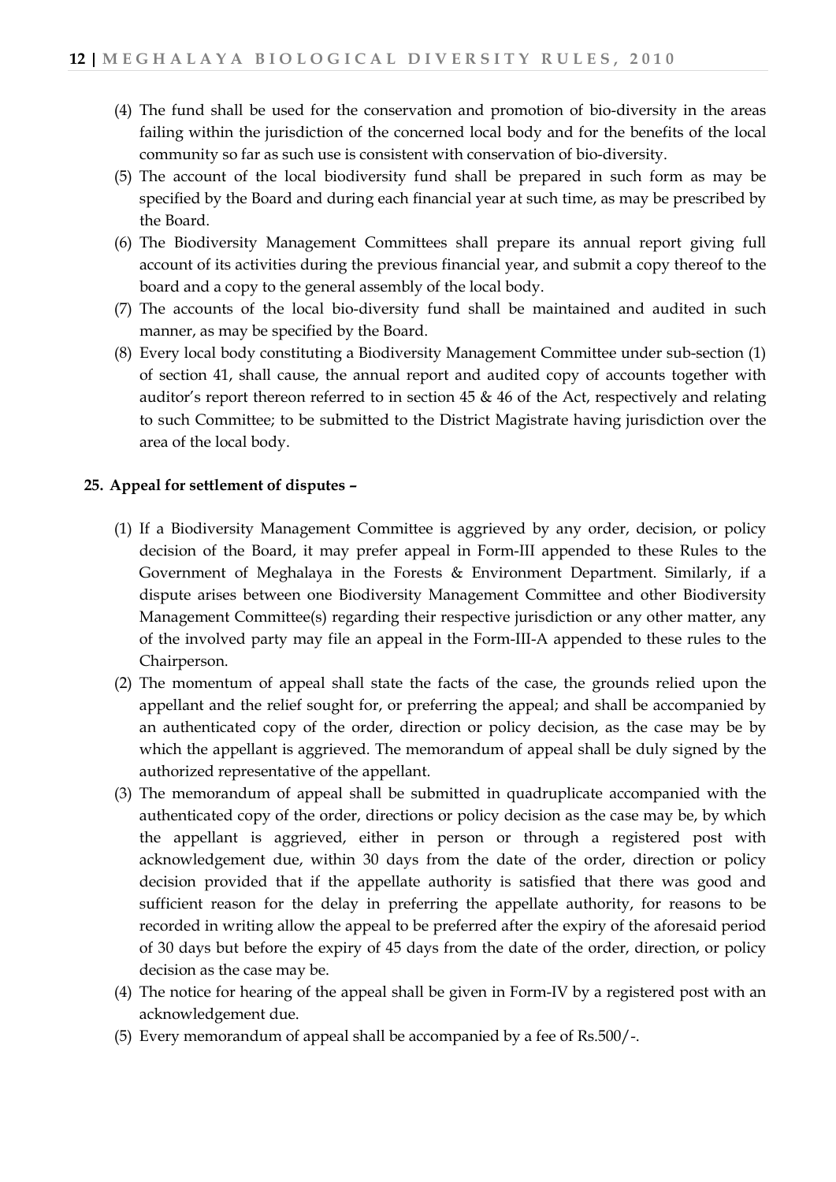(4) The fund shall be used for the conservation and promotion of bio-diversity in the areas failing within the jurisdiction of the concerned local body and for the benefits of the local community so far as such use is consistent with conservation of bio-diversity.

(5) The account of the local biodiversity fund shall be prepared in such form as may be specified by the Board and during each financial year at such time, as may be prescribed by the Board.

(6) The Biodiversity Management Committees shall prepare its annual report giving full account of its activities during the previous financial year, and submit a copy thereof to the board and a copy to the general assembly of the local body.

(7) The accounts of the local bio-diversity fund shall be maintained and audited in such manner, as may be specified by the Board.

(8) Every local body constituting a Biodiversity Management Committee under sub-section (1) of section 41, shall cause, the annual report and audited copy of accounts together with auditor's report thereon referred to in section 45 & 46 of the Act, respectively and relating to such Committee; to be submitted to the District Magistrate having jurisdiction over the area of the local body.

**25. Appeal for settlement of disputes –**

(1) If a Biodiversity Management Committee is aggrieved by any order, decision, or policy decision of the Board, it may prefer appeal in Form-III appended to these Rules to the Government of Meghalaya in the Forests & Environment Department. Similarly, if a dispute arises between one Biodiversity Management Committee and other Biodiversity Management Committee(s) regarding their respective jurisdiction or any other matter, any of the involved party may file an appeal in the Form-III-A appended to these rules to the Chairperson.

(2) The momentum of appeal shall state the facts of the case, the grounds relied upon the appellant and the relief sought for, or preferring the appeal; and shall be accompanied by an authenticated copy of the order, direction or policy decision, as the case may be by which the appellant is aggrieved. The memorandum of appeal shall be duly signed by the authorized representative of the appellant.

(3) The memorandum of appeal shall be submitted in quadruplicate accompanied with the authenticated copy of the order, directions or policy decision as the case may be, by which the appellant is aggrieved, either in person or through a registered post with acknowledgement due, within 30 days from the date of the order, direction or policy decision provided that if the appellate authority is satisfied that there was good and sufficient reason for the delay in preferring the appellate authority, for reasons to be recorded in writing allow the appeal to be preferred after the expiry of the aforesaid period of 30 days but before the expiry of 45 days from the date of the order, direction, or policy decision as the case may be.

(4) The notice for hearing of the appeal shall be given in Form-IV by a registered post with an acknowledgement due.

(5) Every memorandum of appeal shall be accompanied by a fee of Rs.500/-.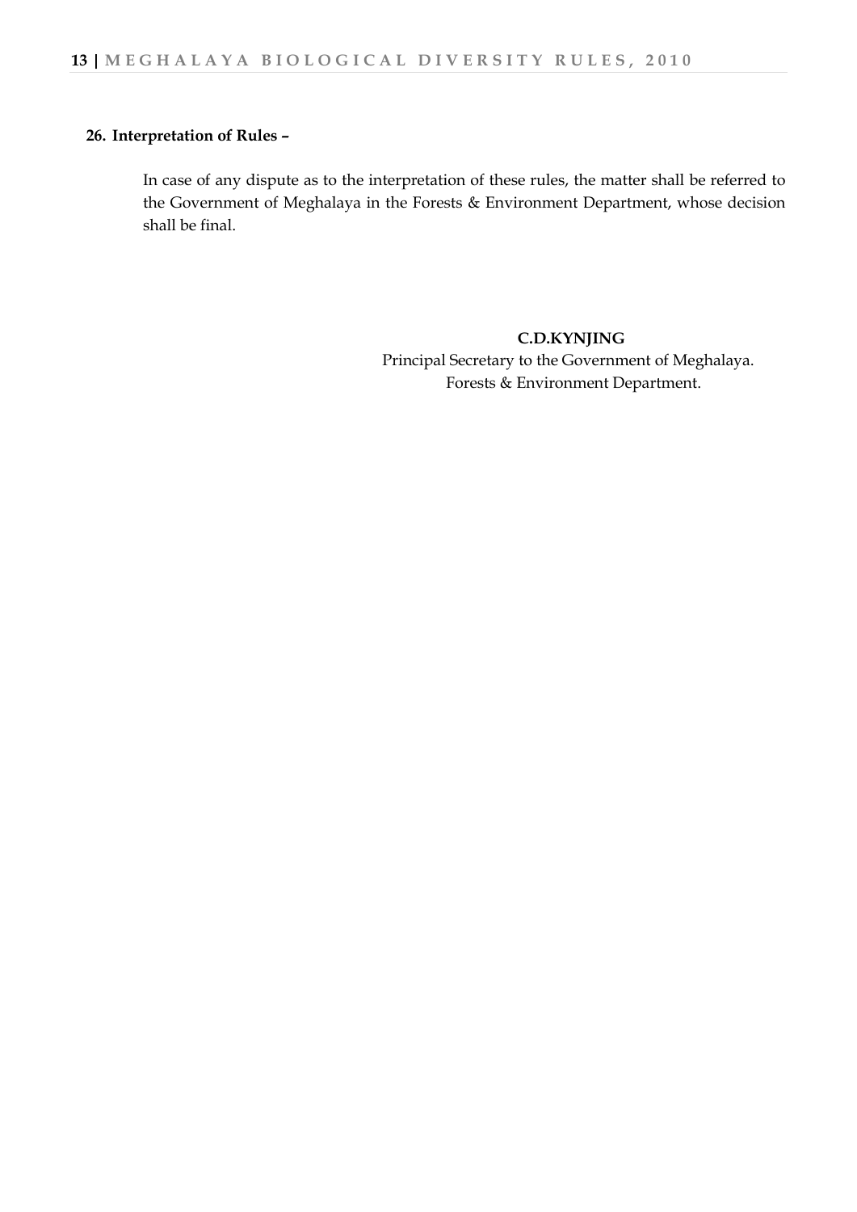**26. Interpretation of Rules –**

In case of any dispute as to the interpretation of these rules, the matter shall be referred to the Government of Meghalaya in the Forests & Environment Department, whose decision shall be final.

**C.D.KYNJING**
Principal Secretary to the Government of Meghalaya.
Forests & Environment Department.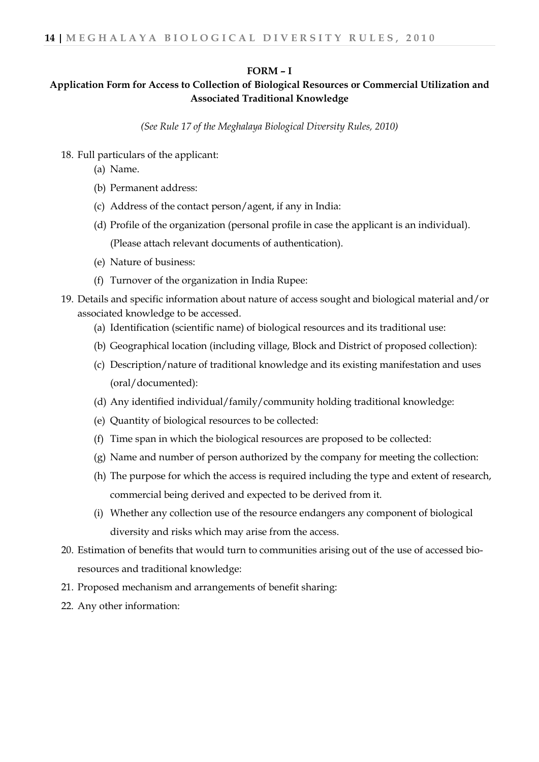**FORM – I**

**Application Form for Access to Collection of Biological Resources or Commercial Utilization and Associated Traditional Knowledge**

*(See Rule 17 of the Meghalaya Biological Diversity Rules, 2010)*

18. Full particulars of the applicant:
    (a) Name.
    (b) Permanent address:
    (c) Address of the contact person/agent, if any in India:
    (d) Profile of the organization (personal profile in case the applicant is an individual). (Please attach relevant documents of authentication).
    (e) Nature of business:
    (f) Turnover of the organization in India Rupee:
19. Details and specific information about nature of access sought and biological material and/or associated knowledge to be accessed.
    (a) Identification (scientific name) of biological resources and its traditional use:
    (b) Geographical location (including village, Block and District of proposed collection):
    (c) Description/nature of traditional knowledge and its existing manifestation and uses (oral/documented):
    (d) Any identified individual/family/community holding traditional knowledge:
    (e) Quantity of biological resources to be collected:
    (f) Time span in which the biological resources are proposed to be collected:
    (g) Name and number of person authorized by the company for meeting the collection:
    (h) The purpose for which the access is required including the type and extent of research, commercial being derived and expected to be derived from it.
    (i) Whether any collection use of the resource endangers any component of biological diversity and risks which may arise from the access.
20. Estimation of benefits that would turn to communities arising out of the use of accessed bio-resources and traditional knowledge:
21. Proposed mechanism and arrangements of benefit sharing:
22. Any other information: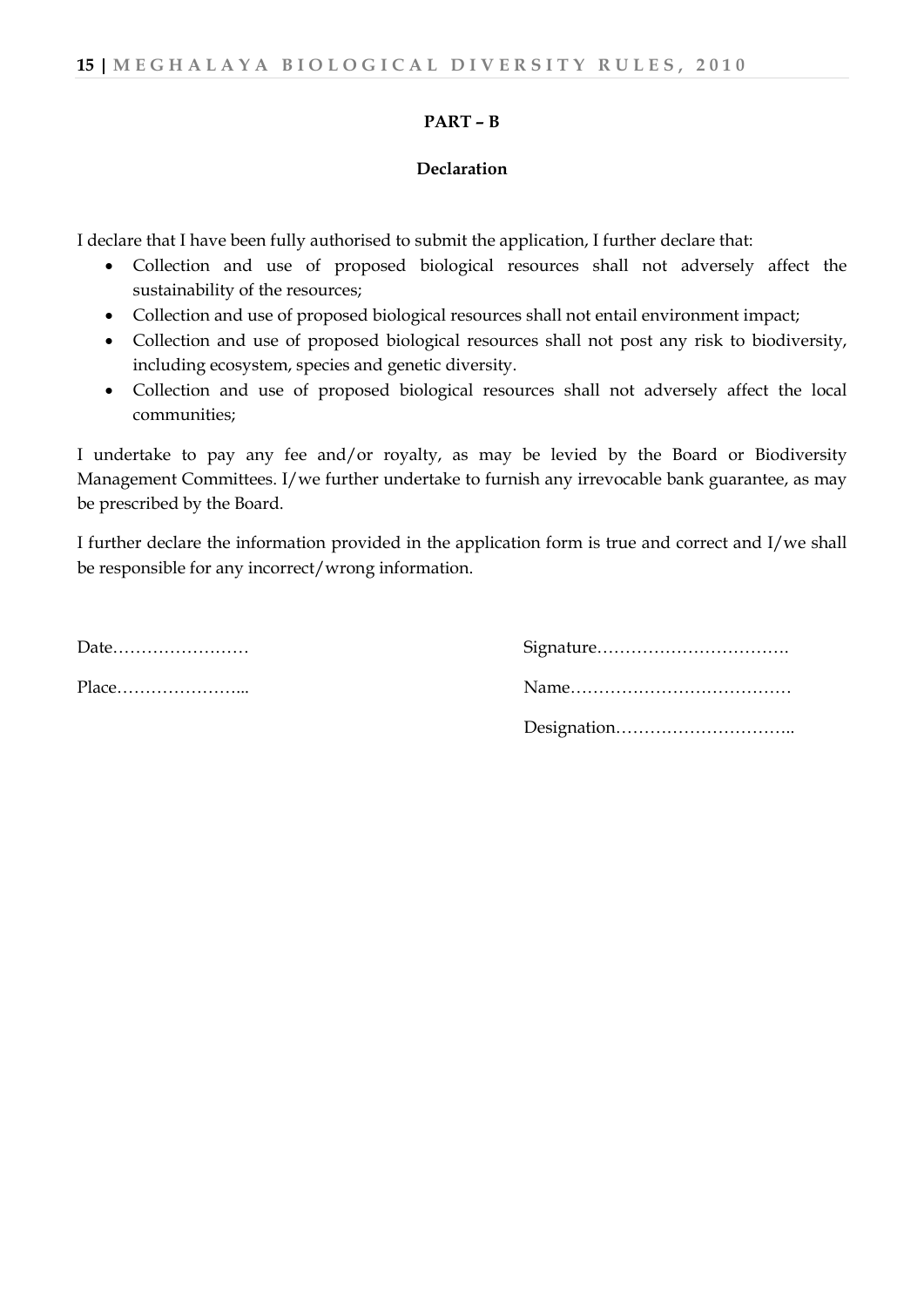**PART – B**

**Declaration**

I declare that I have been fully authorised to submit the application, I further declare that:

- Collection and use of proposed biological resources shall not adversely affect the sustainability of the resources;
- Collection and use of proposed biological resources shall not entail environment impact;
- Collection and use of proposed biological resources shall not post any risk to biodiversity, including ecosystem, species and genetic diversity.
- Collection and use of proposed biological resources shall not adversely affect the local communities;

I undertake to pay any fee and/or royalty, as may be levied by the Board or Biodiversity Management Committees. I/we further undertake to furnish any irrevocable bank guarantee, as may be prescribed by the Board.

I further declare the information provided in the application form is true and correct and I/we shall be responsible for any incorrect/wrong information.

Date……………………

Place…………………...

Signature…………………………….

Name…………………………………

Designation…………………………..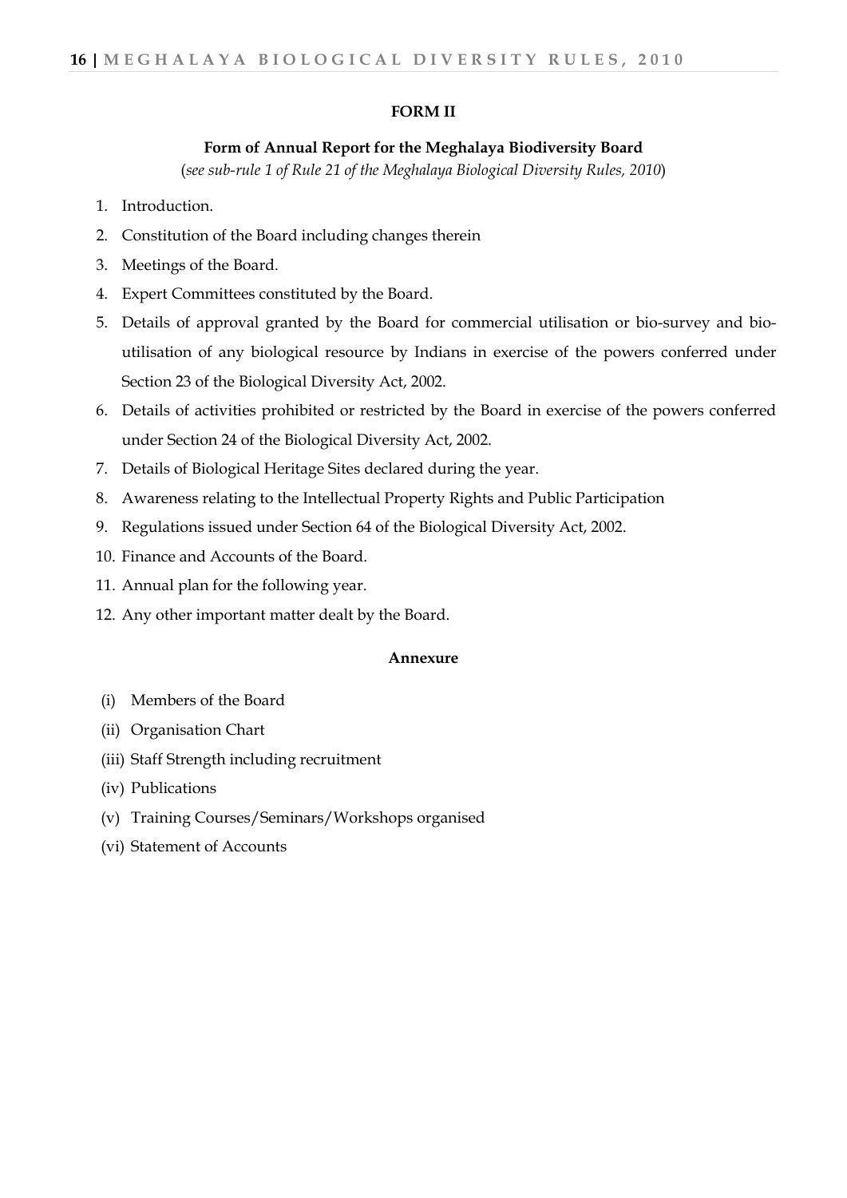## FORM II

### Form of Annual Report for the Meghalaya Biodiversity Board

(*see sub-rule 1 of Rule 21 of the Meghalaya Biological Diversity Rules, 2010*)

1. Introduction.
2. Constitution of the Board including changes therein
3. Meetings of the Board.
4. Expert Committees constituted by the Board.
5. Details of approval granted by the Board for commercial utilisation or bio-survey and bio-utilisation of any biological resource by Indians in exercise of the powers conferred under Section 23 of the Biological Diversity Act, 2002.
6. Details of activities prohibited or restricted by the Board in exercise of the powers conferred under Section 24 of the Biological Diversity Act, 2002.
7. Details of Biological Heritage Sites declared during the year.
8. Awareness relating to the Intellectual Property Rights and Public Participation
9. Regulations issued under Section 64 of the Biological Diversity Act, 2002.
10. Finance and Accounts of the Board.
11. Annual plan for the following year.
12. Any other important matter dealt by the Board.

### Annexure

(i) Members of the Board

(ii) Organisation Chart

(iii) Staff Strength including recruitment

(iv) Publications

(v) Training Courses/Seminars/Workshops organised

(vi) Statement of Accounts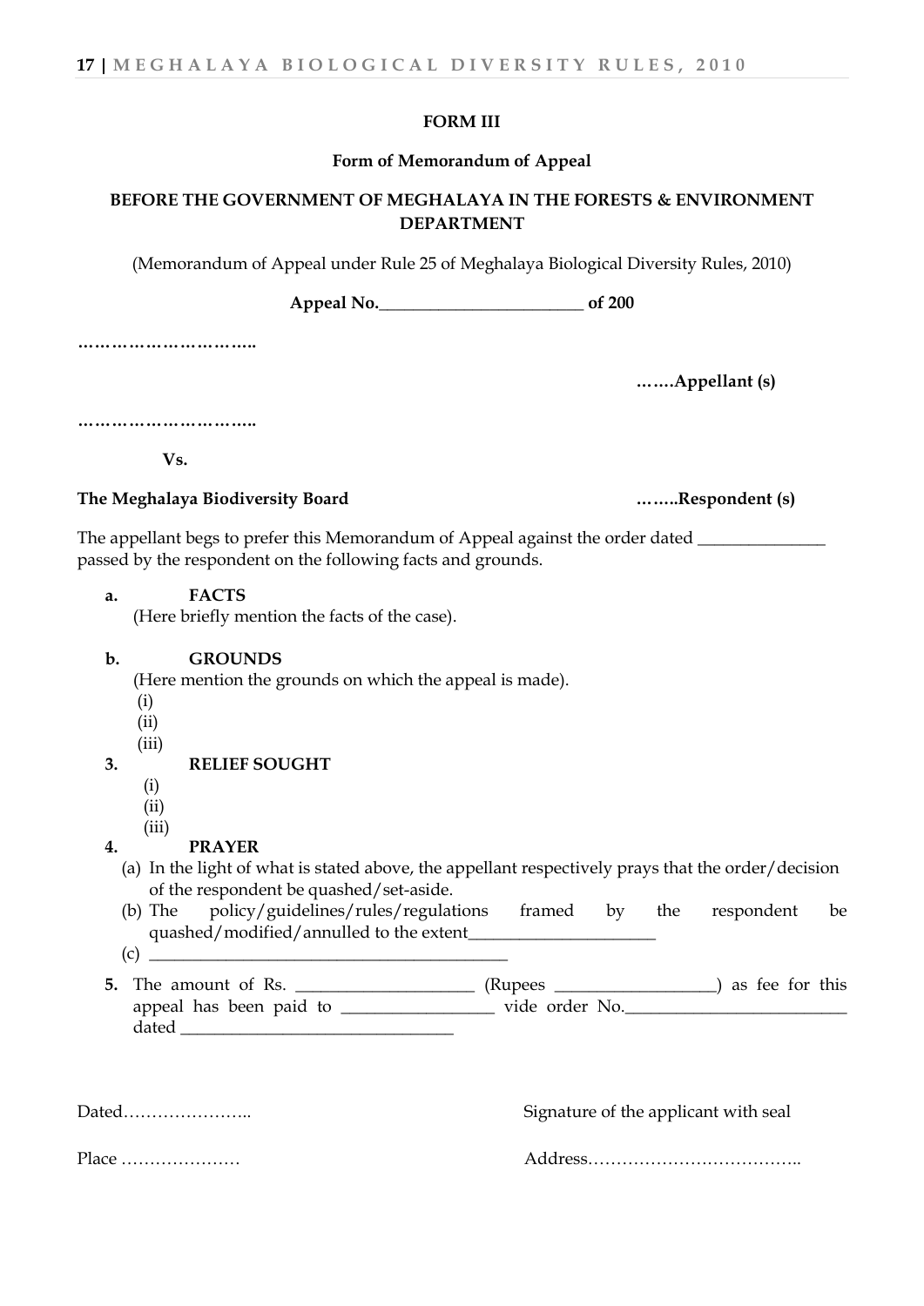**FORM III**

**Form of Memorandum of Appeal**

**BEFORE THE GOVERNMENT OF MEGHALAYA IN THE FORESTS & ENVIRONMENT DEPARTMENT**

(Memorandum of Appeal under Rule 25 of Meghalaya Biological Diversity Rules, 2010)

**Appeal No.________________________ of 200**

**…………………………..**

**…….Appellant (s)**

**…………………………..**

**Vs.**

**The Meghalaya Biodiversity Board** **……..Respondent (s)**

The appellant begs to prefer this Memorandum of Appeal against the order dated _______________ passed by the respondent on the following facts and grounds.

**a. FACTS**

(Here briefly mention the facts of the case).

**b. GROUNDS**

(Here mention the grounds on which the appeal is made).

(i)

(ii)

(iii)

**3. RELIEF SOUGHT**

(i)

(ii)

(iii)

**4. PRAYER**

(a) In the light of what is stated above, the appellant respectively prays that the order/decision of the respondent be quashed/set-aside.

(b) The policy/guidelines/rules/regulations framed by the respondent be quashed/modified/annulled to the extent______________________

(c) ___________________________________________

**5.** The amount of Rs. _____________________ (Rupees ___________________) as fee for this appeal has been paid to __________________ vide order No.__________________________ dated ________________________________

Dated…………………..

Signature of the applicant with seal

Place …………………

Address………………………………..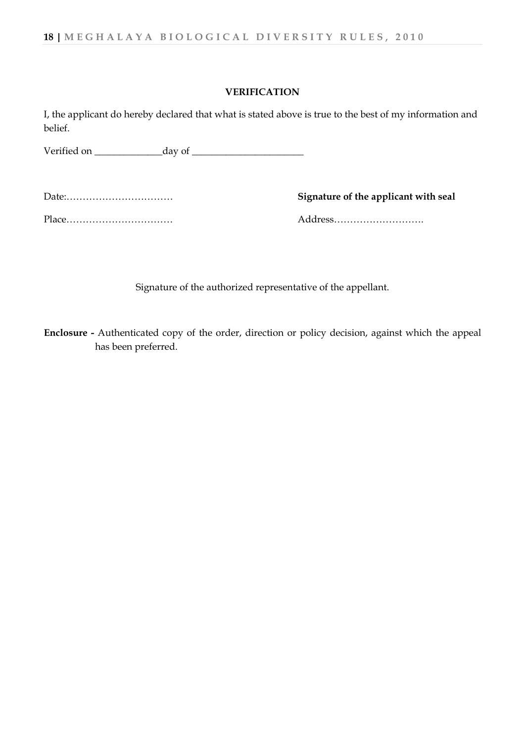### VERIFICATION

I, the applicant do hereby declared that what is stated above is true to the best of my information and belief.

Verified on ______________day of _______________________

Date:……………………………  **Signature of the applicant with seal**

Place……………………………  Address……………………….

Signature of the authorized representative of the appellant.

**Enclosure -** Authenticated copy of the order, direction or policy decision, against which the appeal has been preferred.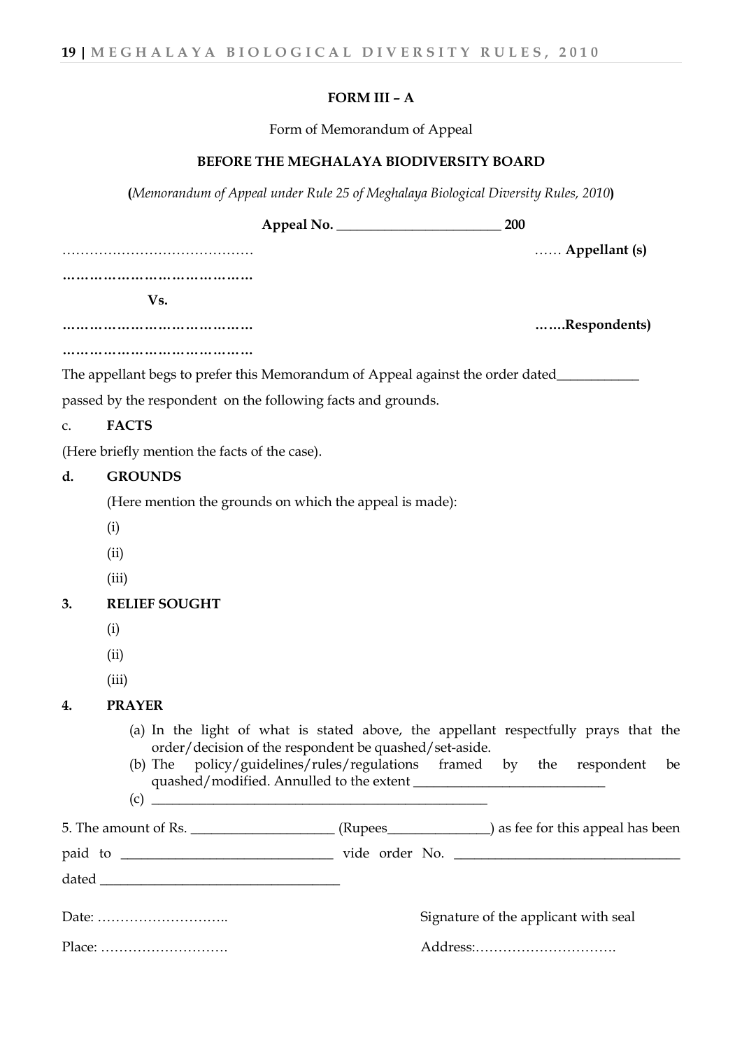**FORM III – A**

Form of Memorandum of Appeal

**BEFORE THE MEGHALAYA BIODIVERSITY BOARD**

**(***Memorandum of Appeal under Rule 25 of Meghalaya Biological Diversity Rules, 2010***)**

**Appeal No. ________________________ 200**

…………………………………… …… **Appellant (s)**

**……………………………………**

**Vs.**

**……………………………………** **…….Respondents)**

**……………………………………**

The appellant begs to prefer this Memorandum of Appeal against the order dated____________ passed by the respondent on the following facts and grounds.

c. **FACTS**

(Here briefly mention the facts of the case).

**d. GROUNDS**

(Here mention the grounds on which the appeal is made):

(i)

(ii)

(iii)

**3. RELIEF SOUGHT**

(i)

(ii)

(iii)

**4. PRAYER**

(a) In the light of what is stated above, the appellant respectfully prays that the order/decision of the respondent be quashed/set-aside.

(b) The policy/guidelines/rules/regulations framed by the respondent be quashed/modified. Annulled to the extent ____________________________

(c) _________________________________________________

5. The amount of Rs. _____________________ (Rupees_______________) as fee for this appeal has been paid to _______________________________ vide order No. _________________________________ dated ___________________________________

Date: ………………………..

Place: ……………………….

Signature of the applicant with seal

Address:………………………….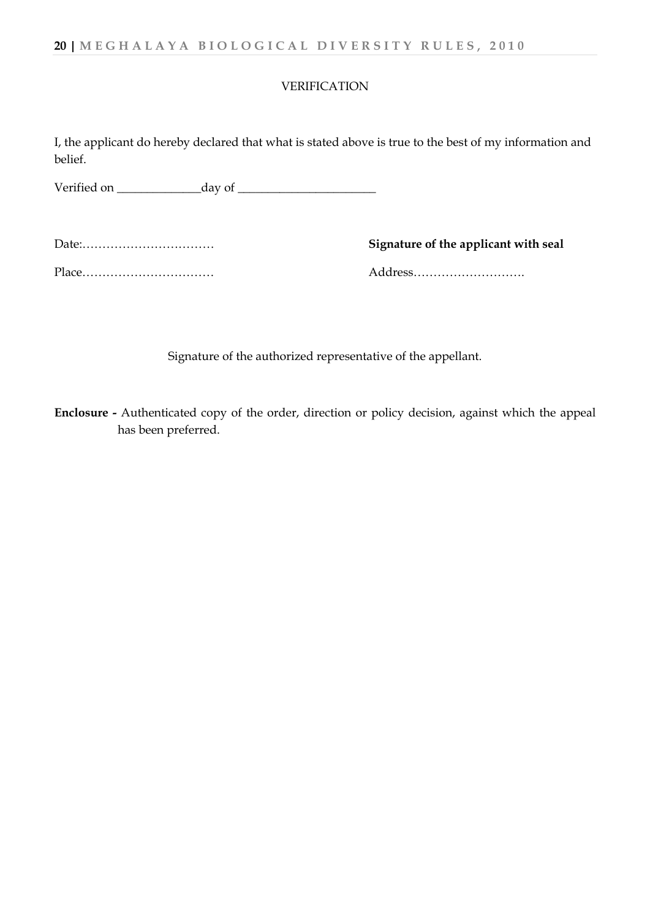VERIFICATION

I, the applicant do hereby declared that what is stated above is true to the best of my information and belief.

Verified on ______________day of _______________________

Date:…………………………… **Signature of the applicant with seal**

Place…………………………… Address……………………….

Signature of the authorized representative of the appellant.

**Enclosure -** Authenticated copy of the order, direction or policy decision, against which the appeal has been preferred.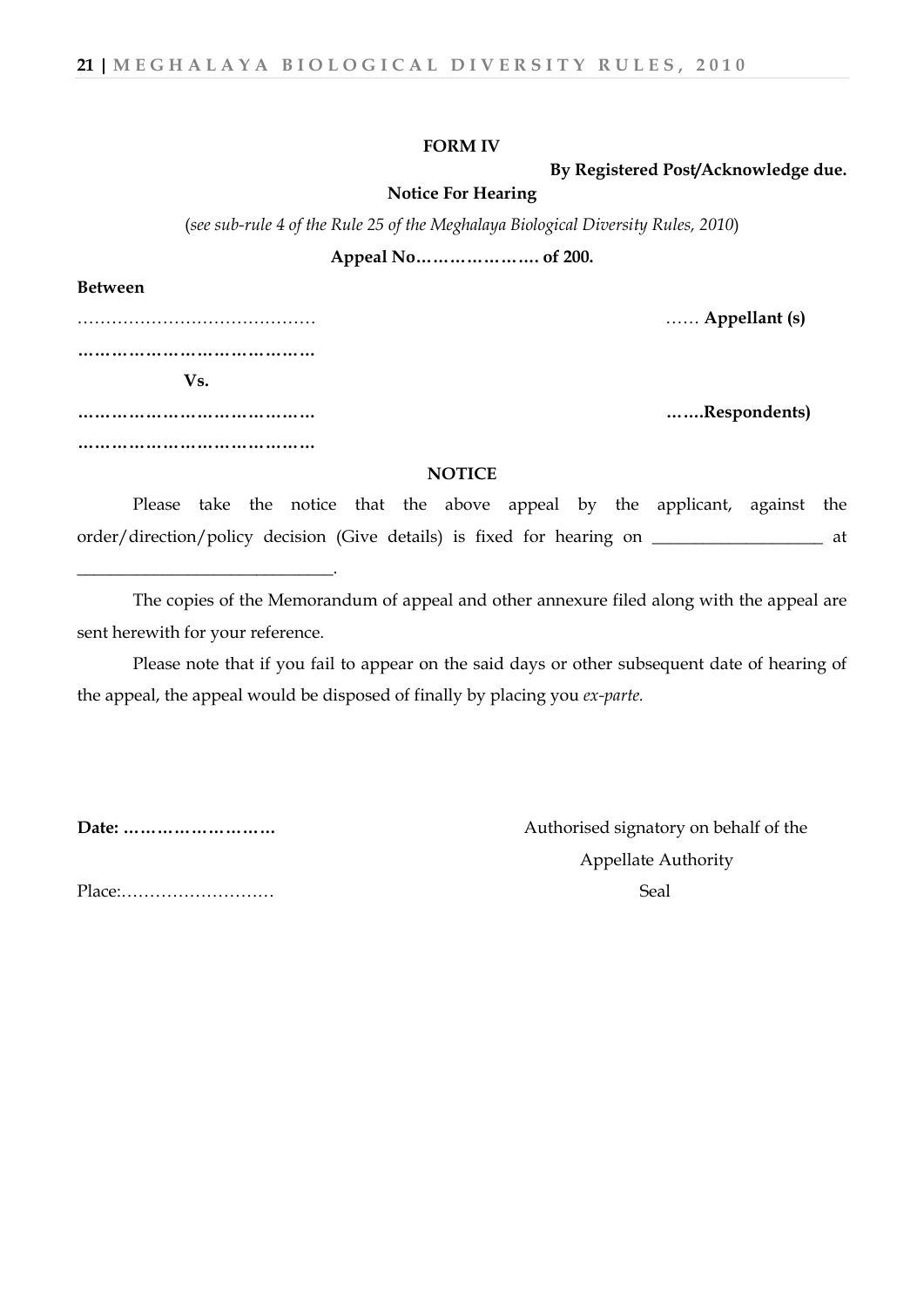**FORM IV**

**By Registered Post/Acknowledge due.**

**Notice For Hearing**

(*see sub-rule 4 of the Rule 25 of the Meghalaya Biological Diversity Rules, 2010*)

**Appeal No…………………. of 200.**

**Between**

…………………………………… …… **Appellant (s)**

**……………………………………**

**Vs.**

**……………………………………** **…….Respondents)**

**……………………………………**

**NOTICE**

Please take the notice that the above appeal by the applicant, against the order/direction/policy decision (Give details) is fixed for hearing on ___________________ at _____________________________.

The copies of the Memorandum of appeal and other annexure filed along with the appeal are sent herewith for your reference.

Please note that if you fail to appear on the said days or other subsequent date of hearing of the appeal, the appeal would be disposed of finally by placing you *ex-parte.*

**Date: ………………………**

Place:………………………

Authorised signatory on behalf of the Appellate Authority

Seal